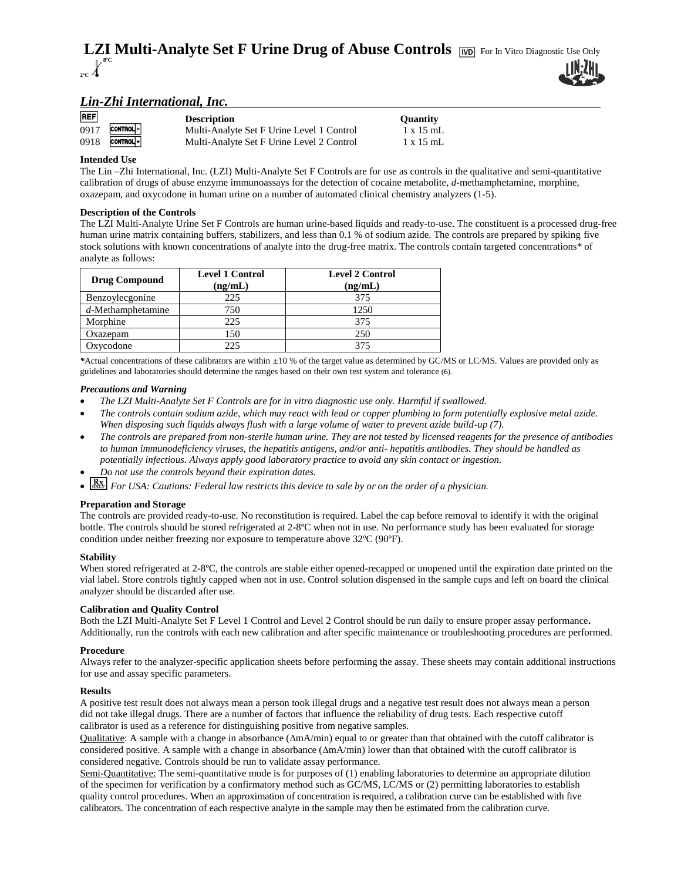# LZI Multi-Analyte Set F Urine Drug of Abuse Controls

IVD For In Vitro Diagnostic Use Only

2ºC – 8ºC

## *Lin-Zhi International, Inc.*

| REF | | Description | Quantity |
|---|---|---|---|
| 0917 | CONTROL – | Multi-Analyte Set F Urine Level 1 Control | 1 x 15 mL |
| 0918 | CONTROL + | Multi-Analyte Set F Urine Level 2 Control | 1 x 15 mL |

**Intended Use**

The Lin –Zhi International, Inc. (LZI) Multi-Analyte Set F Controls are for use as controls in the qualitative and semi-quantitative calibration of drugs of abuse enzyme immunoassays for the detection of cocaine metabolite, *d*-methamphetamine, morphine, oxazepam, and oxycodone in human urine on a number of automated clinical chemistry analyzers (1-5).

**Description of the Controls**

The LZI Multi-Analyte Urine Set F Controls are human urine-based liquids and ready-to-use. The constituent is a processed drug-free human urine matrix containing buffers, stabilizers, and less than 0.1 % of sodium azide. The controls are prepared by spiking five stock solutions with known concentrations of analyte into the drug-free matrix. The controls contain targeted concentrations* of analyte as follows:

| Drug Compound | Level 1 Control (ng/mL) | Level 2 Control (ng/mL) |
|---|---|---|
| Benzoylecgonine | 225 | 375 |
| *d*-Methamphetamine | 750 | 1250 |
| Morphine | 225 | 375 |
| Oxazepam | 150 | 250 |
| Oxycodone | 225 | 375 |

***Actual concentrations of these calibrators are within ±10 % of the target value as determined by GC/MS or LC/MS. Values are provided only as guidelines and laboratories should determine the ranges based on their own test system and tolerance (6).

***Precautions and Warning***

- *The LZI Multi-Analyte Set F Controls are for in vitro diagnostic use only. Harmful if swallowed.*
- *The controls contain sodium azide, which may react with lead or copper plumbing to form potentially explosive metal azide. When disposing such liquids always flush with a large volume of water to prevent azide build-up (7).*
- *The controls are prepared from non-sterile human urine. They are not tested by licensed reagents for the presence of antibodies to human immunodeficiency viruses, the hepatitis antigens, and/or anti- hepatitis antibodies. They should be handled as potentially infectious. Always apply good laboratory practice to avoid any skin contact or ingestion.*
- *Do not use the controls beyond their expiration dates.*
- Rx ONLY *For USA: Cautions: Federal law restricts this device to sale by or on the order of a physician.*

**Preparation and Storage**

The controls are provided ready-to-use. No reconstitution is required. Label the cap before removal to identify it with the original bottle. The controls should be stored refrigerated at 2-8ºC when not in use. No performance study has been evaluated for storage condition under neither freezing nor exposure to temperature above 32ºC (90ºF).

**Stability**

When stored refrigerated at 2-8ºC, the controls are stable either opened-recapped or unopened until the expiration date printed on the vial label. Store controls tightly capped when not in use. Control solution dispensed in the sample cups and left on board the clinical analyzer should be discarded after use.

**Calibration and Quality Control**

Both the LZI Multi-Analyte Set F Level 1 Control and Level 2 Control should be run daily to ensure proper assay performance**.** Additionally, run the controls with each new calibration and after specific maintenance or troubleshooting procedures are performed.

**Procedure**

Always refer to the analyzer-specific application sheets before performing the assay. These sheets may contain additional instructions for use and assay specific parameters.

**Results**

A positive test result does not always mean a person took illegal drugs and a negative test result does not always mean a person did not take illegal drugs. There are a number of factors that influence the reliability of drug tests. Each respective cutoff calibrator is used as a reference for distinguishing positive from negative samples.

Qualitative: A sample with a change in absorbance (ΔmA/min) equal to or greater than that obtained with the cutoff calibrator is considered positive. A sample with a change in absorbance (ΔmA/min) lower than that obtained with the cutoff calibrator is considered negative. Controls should be run to validate assay performance.

Semi-Quantitative: The semi-quantitative mode is for purposes of (1) enabling laboratories to determine an appropriate dilution of the specimen for verification by a confirmatory method such as GC/MS, LC/MS or (2) permitting laboratories to establish quality control procedures. When an approximation of concentration is required, a calibration curve can be established with five calibrators. The concentration of each respective analyte in the sample may then be estimated from the calibration curve.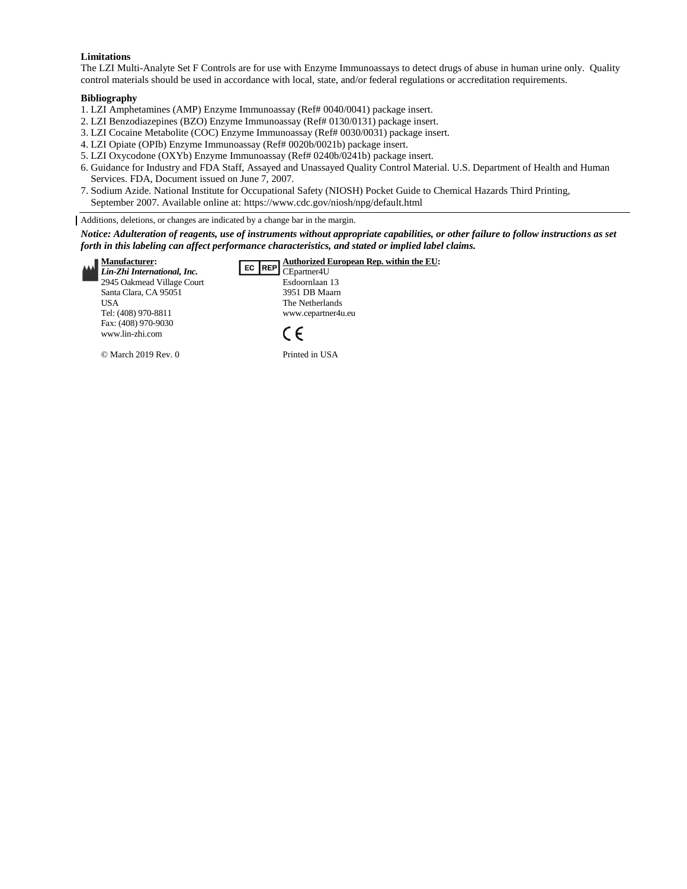**Limitations**

The LZI Multi-Analyte Set F Controls are for use with Enzyme Immunoassays to detect drugs of abuse in human urine only. Quality control materials should be used in accordance with local, state, and/or federal regulations or accreditation requirements.

**Bibliography**

1. LZI Amphetamines (AMP) Enzyme Immunoassay (Ref# 0040/0041) package insert.
2. LZI Benzodiazepines (BZO) Enzyme Immunoassay (Ref# 0130/0131) package insert.
3. LZI Cocaine Metabolite (COC) Enzyme Immunoassay (Ref# 0030/0031) package insert.
4. LZI Opiate (OPIb) Enzyme Immunoassay (Ref# 0020b/0021b) package insert.
5. LZI Oxycodone (OXYb) Enzyme Immunoassay (Ref# 0240b/0241b) package insert.
6. Guidance for Industry and FDA Staff, Assayed and Unassayed Quality Control Material. U.S. Department of Health and Human Services. FDA, Document issued on June 7, 2007.
7. Sodium Azide. National Institute for Occupational Safety (NIOSH) Pocket Guide to Chemical Hazards Third Printing, September 2007. Available online at: https://www.cdc.gov/niosh/npg/default.html

Additions, deletions, or changes are indicated by a change bar in the margin.

***Notice: Adulteration of reagents, use of instruments without appropriate capabilities, or other failure to follow instructions as set forth in this labeling can affect performance characteristics, and stated or implied label claims.***

**Manufacturer:**
***Lin-Zhi International, Inc.***
2945 Oakmead Village Court
Santa Clara, CA 95051
USA
Tel: (408) 970-8811
Fax: (408) 970-9030
www.lin-zhi.com

EC REP **Authorized European Rep. within the EU:**
CEpartner4U
Esdoornlaan 13
3951 DB Maarn
The Netherlands
www.cepartner4u.eu

CE

© March 2019 Rev. 0

Printed in USA